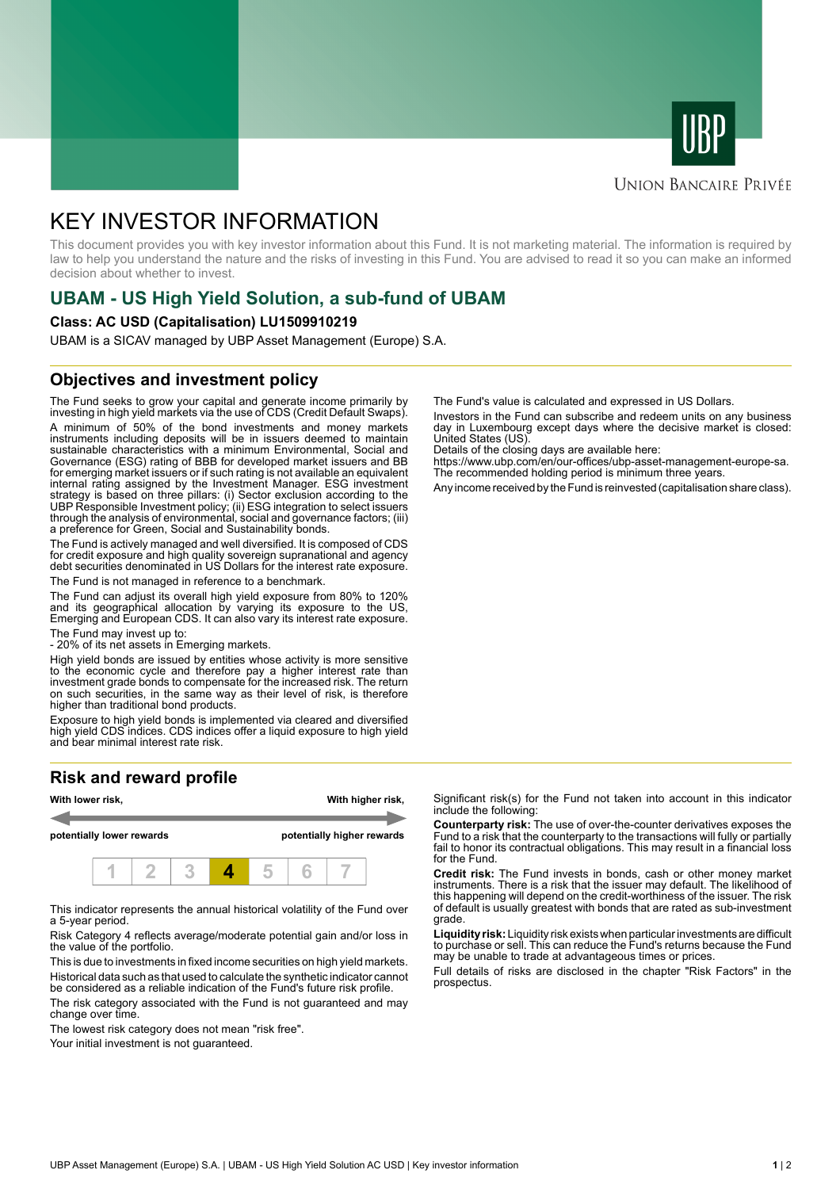# KEY INVESTOR INFORMATION

This document provides you with key investor information about this Fund. It is not marketing material. The information is required by law to help you understand the nature and the risks of investing in this Fund. You are advised to read it so you can make an informed decision about whether to invest.

## UBAM - US High Yield Solution, a sub-fund of UBAM

**Class: AC USD (Capitalisation) LU1509910219**

UBAM is a SICAV managed by UBP Asset Management (Europe) S.A.

## Objectives and investment policy

The Fund seeks to grow your capital and generate income primarily by investing in high yield markets via the use of CDS (Credit Default Swaps).

A minimum of 50% of the bond investments and money markets instruments including deposits will be in issuers deemed to maintain sustainable characteristics with a minimum Environmental, Social and Governance (ESG) rating of BBB for developed market issuers and BB for emerging market issuers or if such rating is not available an equivalent internal rating assigned by the Investment Manager. ESG investment strategy is based on three pillars: (i) Sector exclusion according to the UBP Responsible Investment policy; (ii) ESG integration to select issuers through the analysis of environmental, social and governance factors; (iii) a preference for Green, Social and Sustainability bonds.

The Fund is actively managed and well diversified. It is composed of CDS for credit exposure and high quality sovereign supranational and agency debt securities denominated in US Dollars for the interest rate exposure.

The Fund is not managed in reference to a benchmark.

The Fund can adjust its overall high yield exposure from 80% to 120% and its geographical allocation by varying its exposure to the US, Emerging and European CDS. It can also vary its interest rate exposure.

The Fund may invest up to:
- 20% of its net assets in Emerging markets.

High yield bonds are issued by entities whose activity is more sensitive to the economic cycle and therefore pay a higher interest rate than investment grade bonds to compensate for the increased risk. The return on such securities, in the same way as their level of risk, is therefore higher than traditional bond products.

Exposure to high yield bonds is implemented via cleared and diversified high yield CDS indices. CDS indices offer a liquid exposure to high yield and bear minimal interest rate risk.

The Fund's value is calculated and expressed in US Dollars.

Investors in the Fund can subscribe and redeem units on any business day in Luxembourg except days where the decisive market is closed: United States (US).
Details of the closing days are available here:
https://www.ubp.com/en/our-offices/ubp-asset-management-europe-sa.
The recommended holding period is minimum three years.

Any income received by the Fund is reinvested (capitalisation share class).

## Risk and reward profile

| **With lower risk,** | | | | | | **With higher risk,** |
|---|---|---|---|---|---|---|
| **potentially lower rewards** | | | | | | **potentially higher rewards** |
| 1 | 2 | 3 | **4** | 5 | 6 | 7 |

This indicator represents the annual historical volatility of the Fund over a 5-year period.

Risk Category 4 reflects average/moderate potential gain and/or loss in the value of the portfolio.

This is due to investments in fixed income securities on high yield markets.

Historical data such as that used to calculate the synthetic indicator cannot be considered as a reliable indication of the Fund's future risk profile.

The risk category associated with the Fund is not guaranteed and may change over time.

The lowest risk category does not mean "risk free".

Your initial investment is not guaranteed.

Significant risk(s) for the Fund not taken into account in this indicator include the following:

**Counterparty risk:** The use of over-the-counter derivatives exposes the Fund to a risk that the counterparty to the transactions will fully or partially fail to honor its contractual obligations. This may result in a financial loss for the Fund.

**Credit risk:** The Fund invests in bonds, cash or other money market instruments. There is a risk that the issuer may default. The likelihood of this happening will depend on the credit-worthiness of the issuer. The risk of default is usually greatest with bonds that are rated as sub-investment grade.

**Liquidity risk:** Liquidity risk exists when particular investments are difficult to purchase or sell. This can reduce the Fund's returns because the Fund may be unable to trade at advantageous times or prices.

Full details of risks are disclosed in the chapter "Risk Factors" in the prospectus.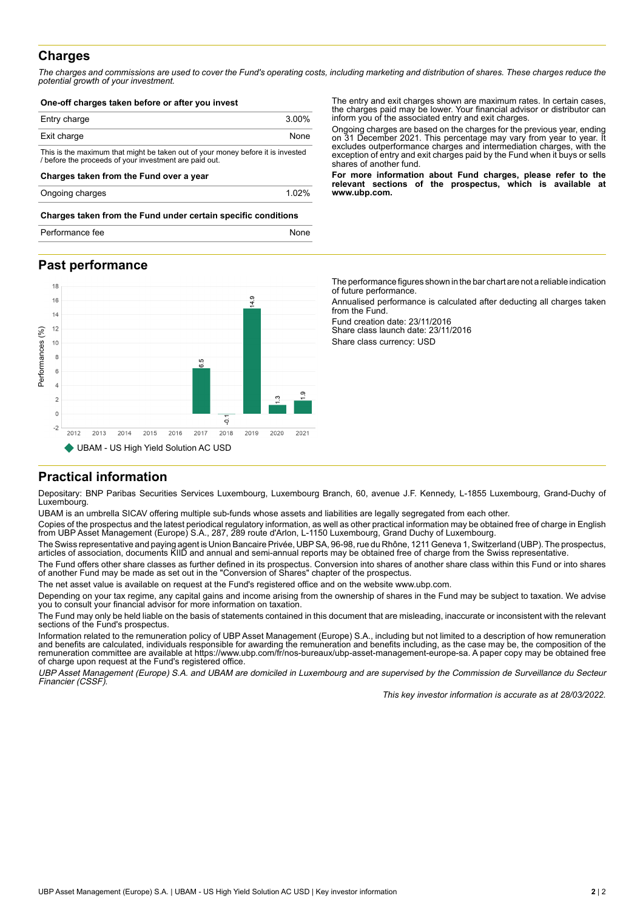## Charges

*The charges and commissions are used to cover the Fund's operating costs, including marketing and distribution of shares. These charges reduce the potential growth of your investment.*

| One-off charges taken before or after you invest | |
|---|---|
| Entry charge | 3.00% |
| Exit charge | None |

This is the maximum that might be taken out of your money before it is invested / before the proceeds of your investment are paid out.

| Charges taken from the Fund over a year | |
|---|---|
| Ongoing charges | 1.02% |

| Charges taken from the Fund under certain specific conditions | |
|---|---|
| Performance fee | None |

The entry and exit charges shown are maximum rates. In certain cases, the charges paid may be lower. Your financial advisor or distributor can inform you of the associated entry and exit charges.

Ongoing charges are based on the charges for the previous year, ending on 31 December 2021. This percentage may vary from year to year. It excludes outperformance charges and intermediation charges, with the exception of entry and exit charges paid by the Fund when it buys or sells shares of another fund.

**For more information about Fund charges, please refer to the relevant sections of the prospectus, which is available at www.ubp.com.**

## Past performance

Performances (%)

18
16
14
12
10
8
6
4
2
0
-2

2012 2013 2014 2015 2016 2017 2018 2019 2020 2021

6.5
-0.1
14.9
1.3
1.9

UBAM - US High Yield Solution AC USD

The performance figures shown in the bar chart are not a reliable indication of future performance.

Annualised performance is calculated after deducting all charges taken from the Fund.

Fund creation date: 23/11/2016
Share class launch date: 23/11/2016

Share class currency: USD

## Practical information

Depositary: BNP Paribas Securities Services Luxembourg, Luxembourg Branch, 60, avenue J.F. Kennedy, L-1855 Luxembourg, Grand-Duchy of Luxembourg.

UBAM is an umbrella SICAV offering multiple sub-funds whose assets and liabilities are legally segregated from each other.

Copies of the prospectus and the latest periodical regulatory information, as well as other practical information may be obtained free of charge in English from UBP Asset Management (Europe) S.A., 287, 289 route d'Arlon, L-1150 Luxembourg, Grand Duchy of Luxembourg.

The Swiss representative and paying agent is Union Bancaire Privée, UBP SA, 96-98, rue du Rhône, 1211 Geneva 1, Switzerland (UBP). The prospectus, articles of association, documents KIID and annual and semi-annual reports may be obtained free of charge from the Swiss representative.

The Fund offers other share classes as further defined in its prospectus. Conversion into shares of another share class within this Fund or into shares of another Fund may be made as set out in the "Conversion of Shares" chapter of the prospectus.

The net asset value is available on request at the Fund's registered office and on the website www.ubp.com.

Depending on your tax regime, any capital gains and income arising from the ownership of shares in the Fund may be subject to taxation. We advise you to consult your financial advisor for more information on taxation.

The Fund may only be held liable on the basis of statements contained in this document that are misleading, inaccurate or inconsistent with the relevant sections of the Fund's prospectus.

Information related to the remuneration policy of UBP Asset Management (Europe) S.A., including but not limited to a description of how remuneration and benefits are calculated, individuals responsible for awarding the remuneration and benefits including, as the case may be, the composition of the remuneration committee are available at https://www.ubp.com/fr/nos-bureaux/ubp-asset-management-europe-sa. A paper copy may be obtained free of charge upon request at the Fund's registered office.

*UBP Asset Management (Europe) S.A. and UBAM are domiciled in Luxembourg and are supervised by the Commission de Surveillance du Secteur Financier (CSSF).*

*This key investor information is accurate as at 28/03/2022.*